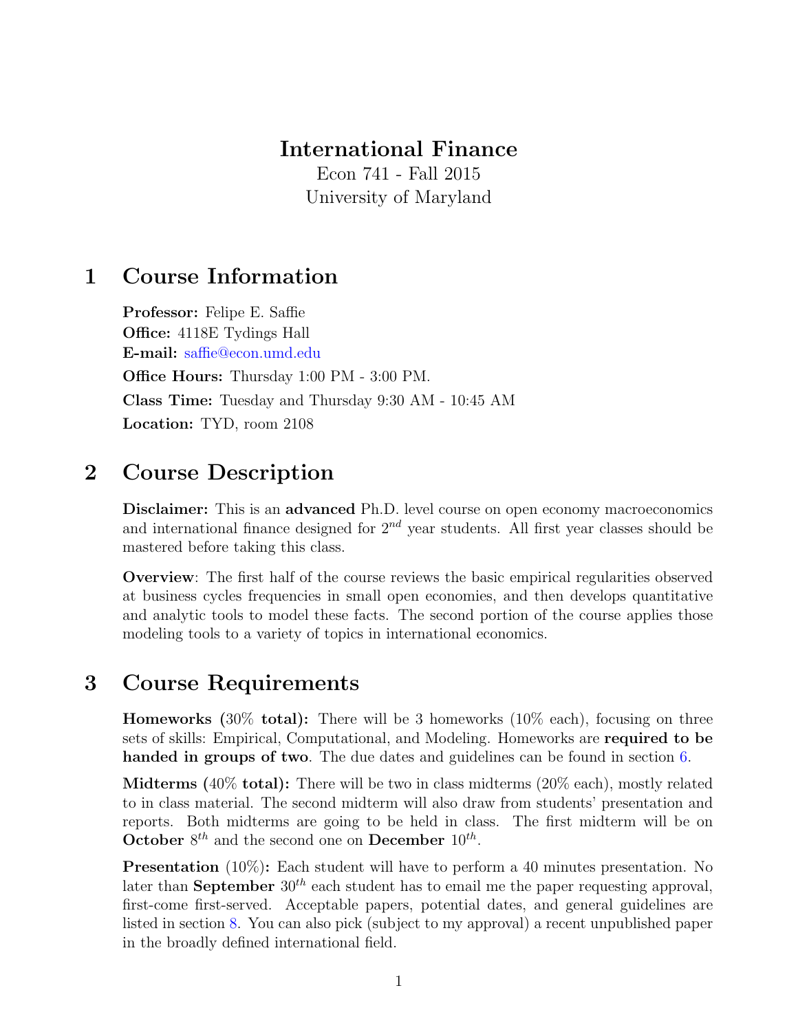# International Finance

Econ 741 - Fall 2015
University of Maryland

## 1 Course Information

**Professor:** Felipe E. Saffie
**Office:** 4118E Tydings Hall
**E-mail:** saffie@econ.umd.edu
**Office Hours:** Thursday 1:00 PM - 3:00 PM.
**Class Time:** Tuesday and Thursday 9:30 AM - 10:45 AM
**Location:** TYD, room 2108

## 2 Course Description

**Disclaimer:** This is an **advanced** Ph.D. level course on open economy macroeconomics and international finance designed for $2^{nd}$ year students. All first year classes should be mastered before taking this class.

**Overview**: The first half of the course reviews the basic empirical regularities observed at business cycles frequencies in small open economies, and then develops quantitative and analytic tools to model these facts. The second portion of the course applies those modeling tools to a variety of topics in international economics.

## 3 Course Requirements

**Homeworks (30% total):** There will be 3 homeworks (10% each), focusing on three sets of skills: Empirical, Computational, and Modeling. Homeworks are **required to be handed in groups of two**. The due dates and guidelines can be found in section 6.

**Midterms (40% total):** There will be two in class midterms (20% each), mostly related to in class material. The second midterm will also draw from students' presentation and reports. Both midterms are going to be held in class. The first midterm will be on **October** $8^{th}$ and the second one on **December** $10^{th}$.

**Presentation** (10%)**:** Each student will have to perform a 40 minutes presentation. No later than **September** $30^{th}$ each student has to email me the paper requesting approval, first-come first-served. Acceptable papers, potential dates, and general guidelines are listed in section 8. You can also pick (subject to my approval) a recent unpublished paper in the broadly defined international field.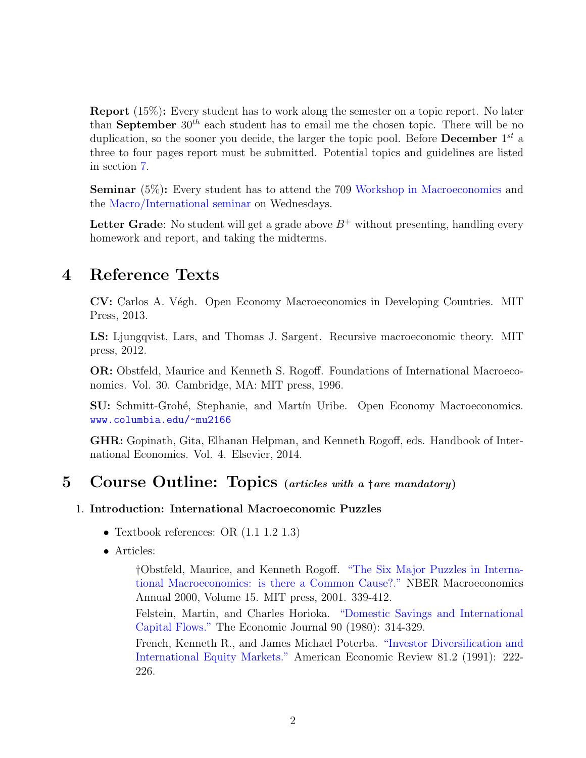**Report** (15%)**:** Every student has to work along the semester on a topic report. No later than **September** $30^{th}$ each student has to email me the chosen topic. There will be no duplication, so the sooner you decide, the larger the topic pool. Before **December** $1^{st}$ a three to four pages report must be submitted. Potential topics and guidelines are listed in section 7.

**Seminar** (5%)**:** Every student has to attend the 709 Workshop in Macroeconomics and the Macro/International seminar on Wednesdays.

**Letter Grade**: No student will get a grade above $B^{+}$ without presenting, handling every homework and report, and taking the midterms.

# 4 Reference Texts

**CV:** Carlos A. Végh. Open Economy Macroeconomics in Developing Countries. MIT Press, 2013.

**LS:** Ljungqvist, Lars, and Thomas J. Sargent. Recursive macroeconomic theory. MIT press, 2012.

**OR:** Obstfeld, Maurice and Kenneth S. Rogoff. Foundations of International Macroeconomics. Vol. 30. Cambridge, MA: MIT press, 1996.

**SU:** Schmitt-Grohé, Stephanie, and Martín Uribe. Open Economy Macroeconomics. `www.columbia.edu/~mu2166`

**GHR:** Gopinath, Gita, Elhanan Helpman, and Kenneth Rogoff, eds. Handbook of International Economics. Vol. 4. Elsevier, 2014.

# 5 Course Outline: Topics *(articles with a † are mandatory)*

1. **Introduction: International Macroeconomic Puzzles**

   - Textbook references: OR (1.1 1.2 1.3)
   - Articles:

     †Obstfeld, Maurice, and Kenneth Rogoff. "The Six Major Puzzles in International Macroeconomics: is there a Common Cause?." NBER Macroeconomics Annual 2000, Volume 15. MIT press, 2001. 339-412.

     Felstein, Martin, and Charles Horioka. "Domestic Savings and International Capital Flows." The Economic Journal 90 (1980): 314-329.

     French, Kenneth R., and James Michael Poterba. "Investor Diversification and International Equity Markets." American Economic Review 81.2 (1991): 222-226.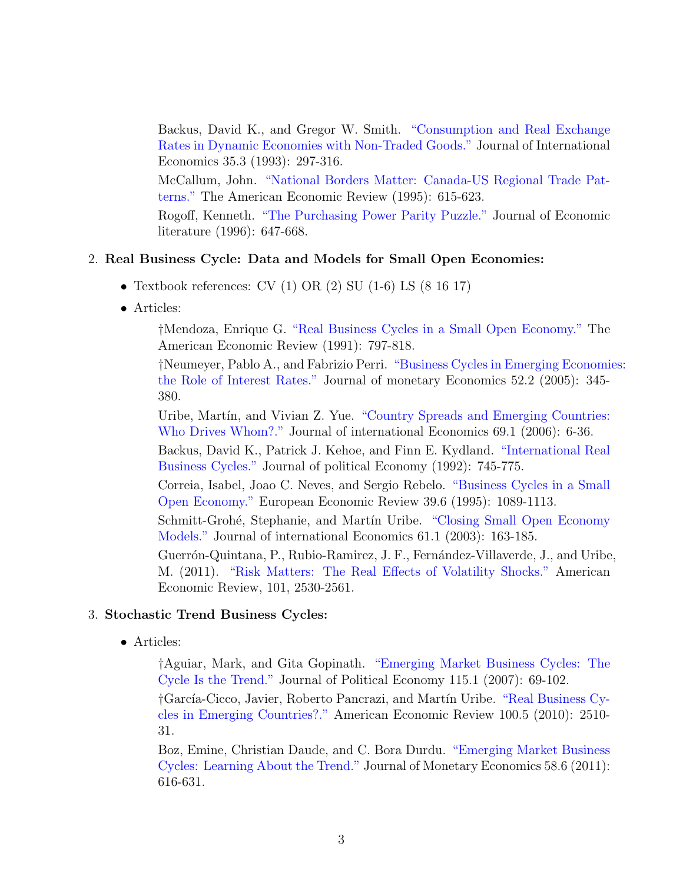Backus, David K., and Gregor W. Smith. "Consumption and Real Exchange Rates in Dynamic Economies with Non-Traded Goods." Journal of International Economics 35.3 (1993): 297-316.

McCallum, John. "National Borders Matter: Canada-US Regional Trade Patterns." The American Economic Review (1995): 615-623.

Rogoff, Kenneth. "The Purchasing Power Parity Puzzle." Journal of Economic literature (1996): 647-668.

2. **Real Business Cycle: Data and Models for Small Open Economies:**

   - Textbook references: CV (1) OR (2) SU (1-6) LS (8 16 17)
   - Articles:

     †Mendoza, Enrique G. "Real Business Cycles in a Small Open Economy." The American Economic Review (1991): 797-818.

     †Neumeyer, Pablo A., and Fabrizio Perri. "Business Cycles in Emerging Economies: the Role of Interest Rates." Journal of monetary Economics 52.2 (2005): 345-380.

     Uribe, Martín, and Vivian Z. Yue. "Country Spreads and Emerging Countries: Who Drives Whom?." Journal of international Economics 69.1 (2006): 6-36.

     Backus, David K., Patrick J. Kehoe, and Finn E. Kydland. "International Real Business Cycles." Journal of political Economy (1992): 745-775.

     Correia, Isabel, Joao C. Neves, and Sergio Rebelo. "Business Cycles in a Small Open Economy." European Economic Review 39.6 (1995): 1089-1113.

     Schmitt-Grohé, Stephanie, and Martín Uribe. "Closing Small Open Economy Models." Journal of international Economics 61.1 (2003): 163-185.

     Guerrón-Quintana, P., Rubio-Ramirez, J. F., Fernández-Villaverde, J., and Uribe, M. (2011). "Risk Matters: The Real Effects of Volatility Shocks." American Economic Review, 101, 2530-2561.

3. **Stochastic Trend Business Cycles:**

   - Articles:

     †Aguiar, Mark, and Gita Gopinath. "Emerging Market Business Cycles: The Cycle Is the Trend." Journal of Political Economy 115.1 (2007): 69-102.

     †García-Cicco, Javier, Roberto Pancrazi, and Martín Uribe. "Real Business Cycles in Emerging Countries?." American Economic Review 100.5 (2010): 2510-31.

     Boz, Emine, Christian Daude, and C. Bora Durdu. "Emerging Market Business Cycles: Learning About the Trend." Journal of Monetary Economics 58.6 (2011): 616-631.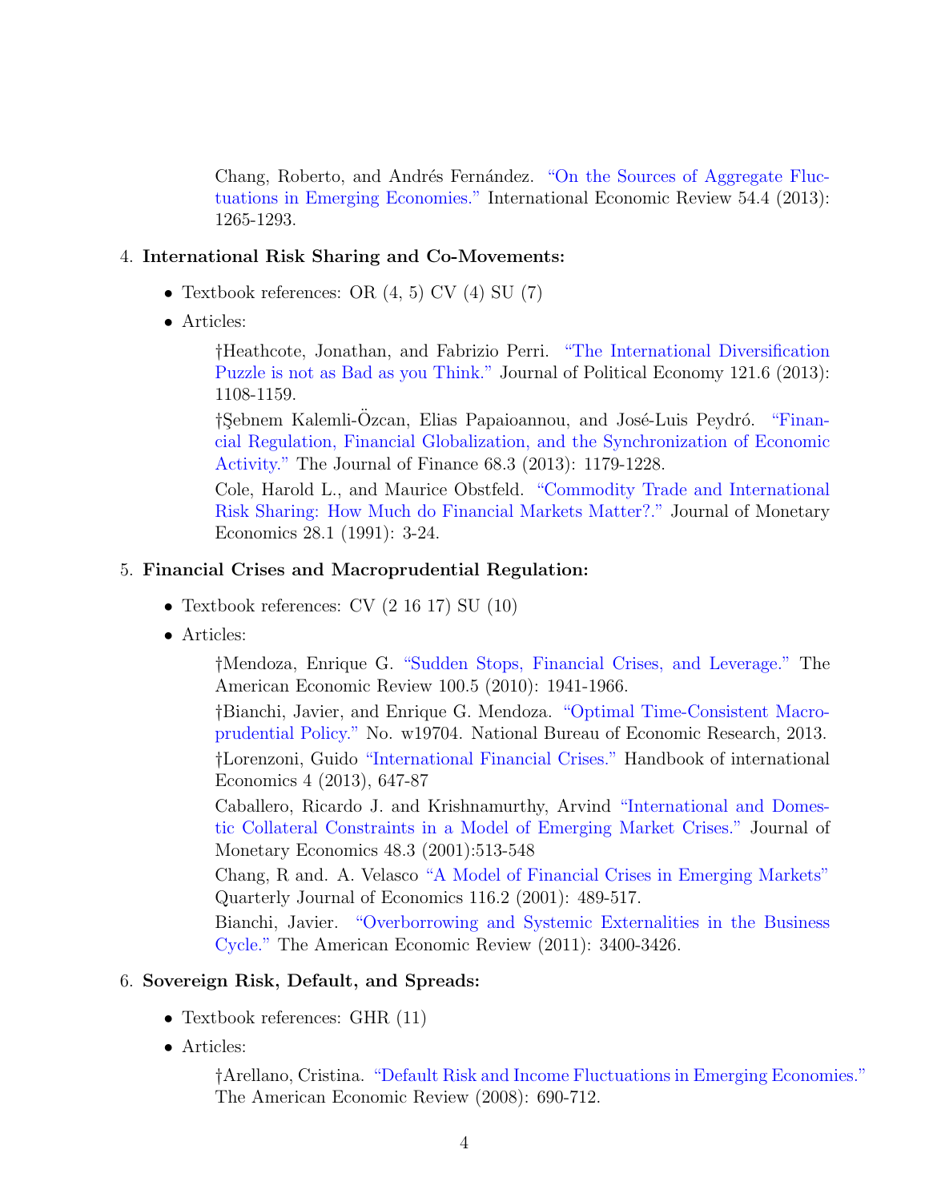Chang, Roberto, and Andrés Fernández. "On the Sources of Aggregate Fluctuations in Emerging Economies." International Economic Review 54.4 (2013): 1265-1293.

4. **International Risk Sharing and Co-Movements:**

   - Textbook references: OR (4, 5) CV (4) SU (7)
   - Articles:

     †Heathcote, Jonathan, and Fabrizio Perri. "The International Diversification Puzzle is not as Bad as you Think." Journal of Political Economy 121.6 (2013): 1108-1159.

     †Şebnem Kalemli-Özcan, Elias Papaioannou, and José-Luis Peydró. "Financial Regulation, Financial Globalization, and the Synchronization of Economic Activity." The Journal of Finance 68.3 (2013): 1179-1228.

     Cole, Harold L., and Maurice Obstfeld. "Commodity Trade and International Risk Sharing: How Much do Financial Markets Matter?." Journal of Monetary Economics 28.1 (1991): 3-24.

5. **Financial Crises and Macroprudential Regulation:**

   - Textbook references: CV (2 16 17) SU (10)
   - Articles:

     †Mendoza, Enrique G. "Sudden Stops, Financial Crises, and Leverage." The American Economic Review 100.5 (2010): 1941-1966.

     †Bianchi, Javier, and Enrique G. Mendoza. "Optimal Time-Consistent Macroprudential Policy." No. w19704. National Bureau of Economic Research, 2013.

     †Lorenzoni, Guido "International Financial Crises." Handbook of international Economics 4 (2013), 647-87

     Caballero, Ricardo J. and Krishnamurthy, Arvind "International and Domestic Collateral Constraints in a Model of Emerging Market Crises." Journal of Monetary Economics 48.3 (2001):513-548

     Chang, R and. A. Velasco "A Model of Financial Crises in Emerging Markets" Quarterly Journal of Economics 116.2 (2001): 489-517.

     Bianchi, Javier. "Overborrowing and Systemic Externalities in the Business Cycle." The American Economic Review (2011): 3400-3426.

6. **Sovereign Risk, Default, and Spreads:**

   - Textbook references: GHR (11)
   - Articles:

     †Arellano, Cristina. "Default Risk and Income Fluctuations in Emerging Economies." The American Economic Review (2008): 690-712.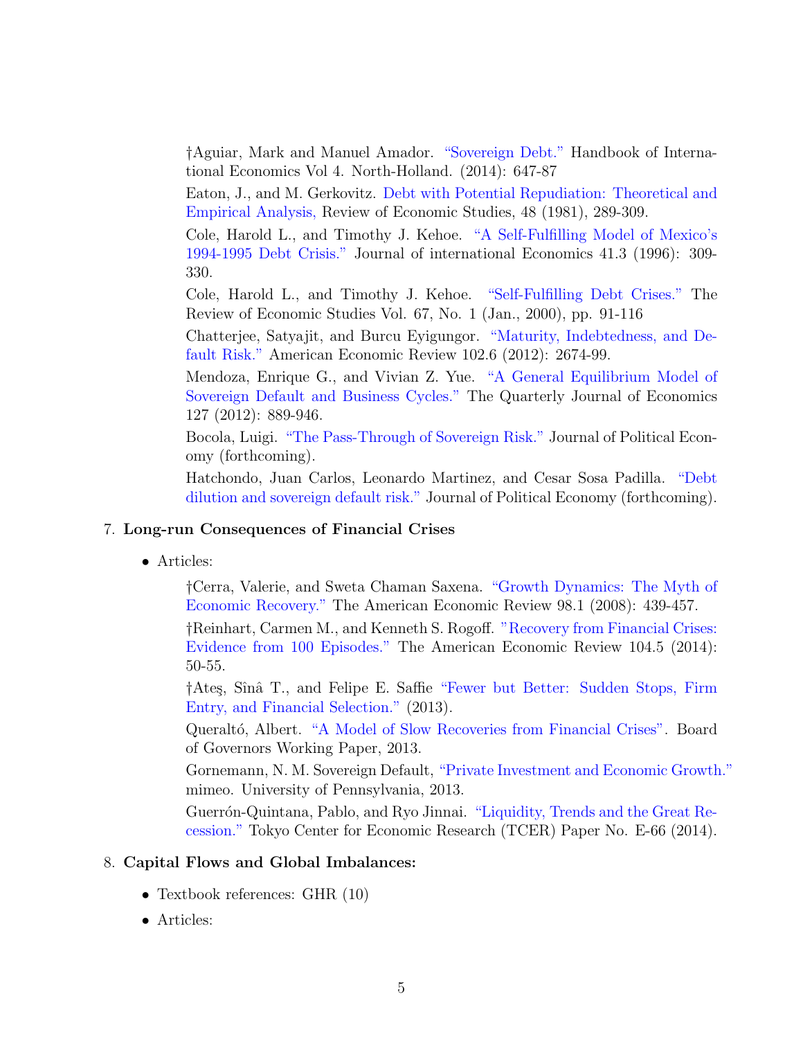†Aguiar, Mark and Manuel Amador. "Sovereign Debt." Handbook of International Economics Vol 4. North-Holland. (2014): 647-87

Eaton, J., and M. Gerkovitz. Debt with Potential Repudiation: Theoretical and Empirical Analysis, Review of Economic Studies, 48 (1981), 289-309.

Cole, Harold L., and Timothy J. Kehoe. "A Self-Fulfilling Model of Mexico's 1994-1995 Debt Crisis." Journal of international Economics 41.3 (1996): 309-330.

Cole, Harold L., and Timothy J. Kehoe. "Self-Fulfilling Debt Crises." The Review of Economic Studies Vol. 67, No. 1 (Jan., 2000), pp. 91-116

Chatterjee, Satyajit, and Burcu Eyigungor. "Maturity, Indebtedness, and Default Risk." American Economic Review 102.6 (2012): 2674-99.

Mendoza, Enrique G., and Vivian Z. Yue. "A General Equilibrium Model of Sovereign Default and Business Cycles." The Quarterly Journal of Economics 127 (2012): 889-946.

Bocola, Luigi. "The Pass-Through of Sovereign Risk." Journal of Political Economy (forthcoming).

Hatchondo, Juan Carlos, Leonardo Martinez, and Cesar Sosa Padilla. "Debt dilution and sovereign default risk." Journal of Political Economy (forthcoming).

7. **Long-run Consequences of Financial Crises**

   - Articles:

     †Cerra, Valerie, and Sweta Chaman Saxena. "Growth Dynamics: The Myth of Economic Recovery." The American Economic Review 98.1 (2008): 439-457.

     †Reinhart, Carmen M., and Kenneth S. Rogoff. "Recovery from Financial Crises: Evidence from 100 Episodes." The American Economic Review 104.5 (2014): 50-55.

     †Ateş, Sînâ T., and Felipe E. Saffie "Fewer but Better: Sudden Stops, Firm Entry, and Financial Selection." (2013).

     Queraltó, Albert. "A Model of Slow Recoveries from Financial Crises". Board of Governors Working Paper, 2013.

     Gornemann, N. M. Sovereign Default, "Private Investment and Economic Growth." mimeo. University of Pennsylvania, 2013.

     Guerrón-Quintana, Pablo, and Ryo Jinnai. "Liquidity, Trends and the Great Recession." Tokyo Center for Economic Research (TCER) Paper No. E-66 (2014).

8. **Capital Flows and Global Imbalances:**

   - Textbook references: GHR (10)
   - Articles: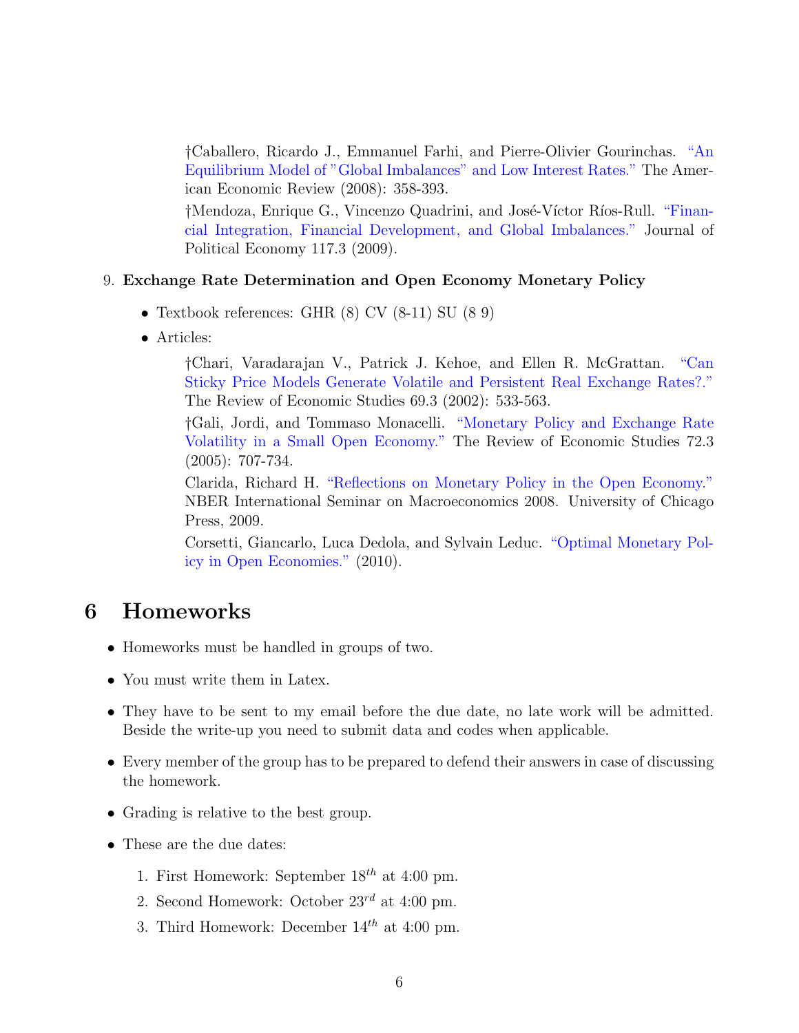†Caballero, Ricardo J., Emmanuel Farhi, and Pierre-Olivier Gourinchas. "An Equilibrium Model of "Global Imbalances" and Low Interest Rates." The American Economic Review (2008): 358-393.

†Mendoza, Enrique G., Vincenzo Quadrini, and José-Víctor Ríos-Rull. "Financial Integration, Financial Development, and Global Imbalances." Journal of Political Economy 117.3 (2009).

9. **Exchange Rate Determination and Open Economy Monetary Policy**

   - Textbook references: GHR (8) CV (8-11) SU (8 9)
   - Articles:

     †Chari, Varadarajan V., Patrick J. Kehoe, and Ellen R. McGrattan. "Can Sticky Price Models Generate Volatile and Persistent Real Exchange Rates?." The Review of Economic Studies 69.3 (2002): 533-563.

     †Gali, Jordi, and Tommaso Monacelli. "Monetary Policy and Exchange Rate Volatility in a Small Open Economy." The Review of Economic Studies 72.3 (2005): 707-734.

     Clarida, Richard H. "Reflections on Monetary Policy in the Open Economy." NBER International Seminar on Macroeconomics 2008. University of Chicago Press, 2009.

     Corsetti, Giancarlo, Luca Dedola, and Sylvain Leduc. "Optimal Monetary Policy in Open Economies." (2010).

# 6 Homeworks

- Homeworks must be handled in groups of two.
- You must write them in Latex.
- They have to be sent to my email before the due date, no late work will be admitted. Beside the write-up you need to submit data and codes when applicable.
- Every member of the group has to be prepared to defend their answers in case of discussing the homework.
- Grading is relative to the best group.
- These are the due dates:
  1. First Homework: September 18$^{th}$ at 4:00 pm.
  2. Second Homework: October 23$^{rd}$ at 4:00 pm.
  3. Third Homework: December 14$^{th}$ at 4:00 pm.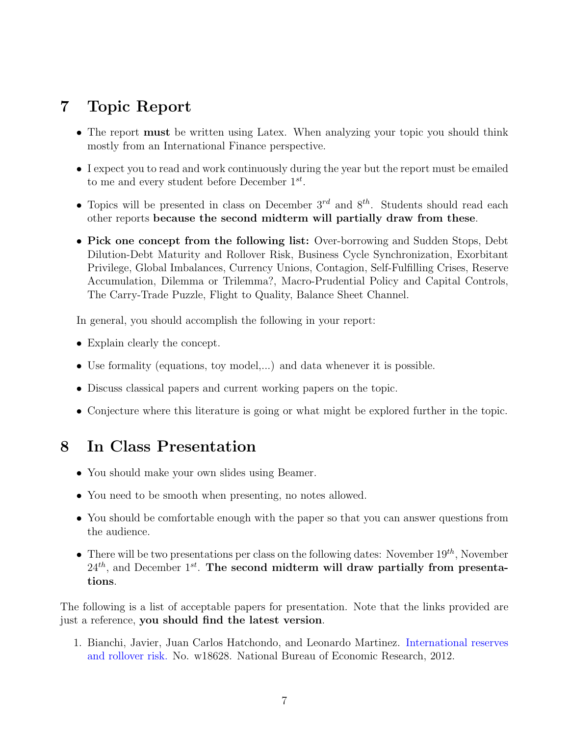## 7 Topic Report

- The report **must** be written using Latex. When analyzing your topic you should think mostly from an International Finance perspective.
- I expect you to read and work continuously during the year but the report must be emailed to me and every student before December $1^{st}$.
- Topics will be presented in class on December $3^{rd}$ and $8^{th}$. Students should read each other reports **because the second midterm will partially draw from these**.
- **Pick one concept from the following list:** Over-borrowing and Sudden Stops, Debt Dilution-Debt Maturity and Rollover Risk, Business Cycle Synchronization, Exorbitant Privilege, Global Imbalances, Currency Unions, Contagion, Self-Fulfilling Crises, Reserve Accumulation, Dilemma or Trilemma?, Macro-Prudential Policy and Capital Controls, The Carry-Trade Puzzle, Flight to Quality, Balance Sheet Channel.

In general, you should accomplish the following in your report:

- Explain clearly the concept.
- Use formality (equations, toy model,...) and data whenever it is possible.
- Discuss classical papers and current working papers on the topic.
- Conjecture where this literature is going or what might be explored further in the topic.

## 8 In Class Presentation

- You should make your own slides using Beamer.
- You need to be smooth when presenting, no notes allowed.
- You should be comfortable enough with the paper so that you can answer questions from the audience.
- There will be two presentations per class on the following dates: November $19^{th}$, November $24^{th}$, and December $1^{st}$. **The second midterm will draw partially from presentations**.

The following is a list of acceptable papers for presentation. Note that the links provided are just a reference, **you should find the latest version**.

1. Bianchi, Javier, Juan Carlos Hatchondo, and Leonardo Martinez. International reserves and rollover risk. No. w18628. National Bureau of Economic Research, 2012.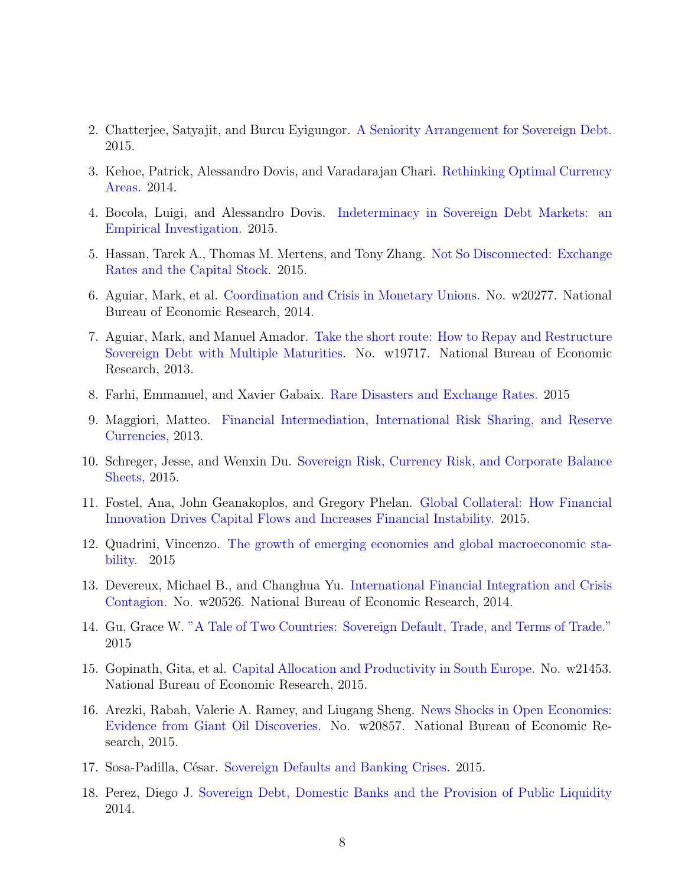2. Chatterjee, Satyajit, and Burcu Eyigungor. A Seniority Arrangement for Sovereign Debt. 2015.

3. Kehoe, Patrick, Alessandro Dovis, and Varadarajan Chari. Rethinking Optimal Currency Areas. 2014.

4. Bocola, Luigi, and Alessandro Dovis. Indeterminacy in Sovereign Debt Markets: an Empirical Investigation. 2015.

5. Hassan, Tarek A., Thomas M. Mertens, and Tony Zhang. Not So Disconnected: Exchange Rates and the Capital Stock. 2015.

6. Aguiar, Mark, et al. Coordination and Crisis in Monetary Unions. No. w20277. National Bureau of Economic Research, 2014.

7. Aguiar, Mark, and Manuel Amador. Take the short route: How to Repay and Restructure Sovereign Debt with Multiple Maturities. No. w19717. National Bureau of Economic Research, 2013.

8. Farhi, Emmanuel, and Xavier Gabaix. Rare Disasters and Exchange Rates. 2015

9. Maggiori, Matteo. Financial Intermediation, International Risk Sharing, and Reserve Currencies, 2013.

10. Schreger, Jesse, and Wenxin Du. Sovereign Risk, Currency Risk, and Corporate Balance Sheets, 2015.

11. Fostel, Ana, John Geanakoplos, and Gregory Phelan. Global Collateral: How Financial Innovation Drives Capital Flows and Increases Financial Instability. 2015.

12. Quadrini, Vincenzo. The growth of emerging economies and global macroeconomic stability. 2015

13. Devereux, Michael B., and Changhua Yu. International Financial Integration and Crisis Contagion. No. w20526. National Bureau of Economic Research, 2014.

14. Gu, Grace W. "A Tale of Two Countries: Sovereign Default, Trade, and Terms of Trade." 2015

15. Gopinath, Gita, et al. Capital Allocation and Productivity in South Europe. No. w21453. National Bureau of Economic Research, 2015.

16. Arezki, Rabah, Valerie A. Ramey, and Liugang Sheng. News Shocks in Open Economies: Evidence from Giant Oil Discoveries. No. w20857. National Bureau of Economic Research, 2015.

17. Sosa-Padilla, César. Sovereign Defaults and Banking Crises. 2015.

18. Perez, Diego J. Sovereign Debt, Domestic Banks and the Provision of Public Liquidity 2014.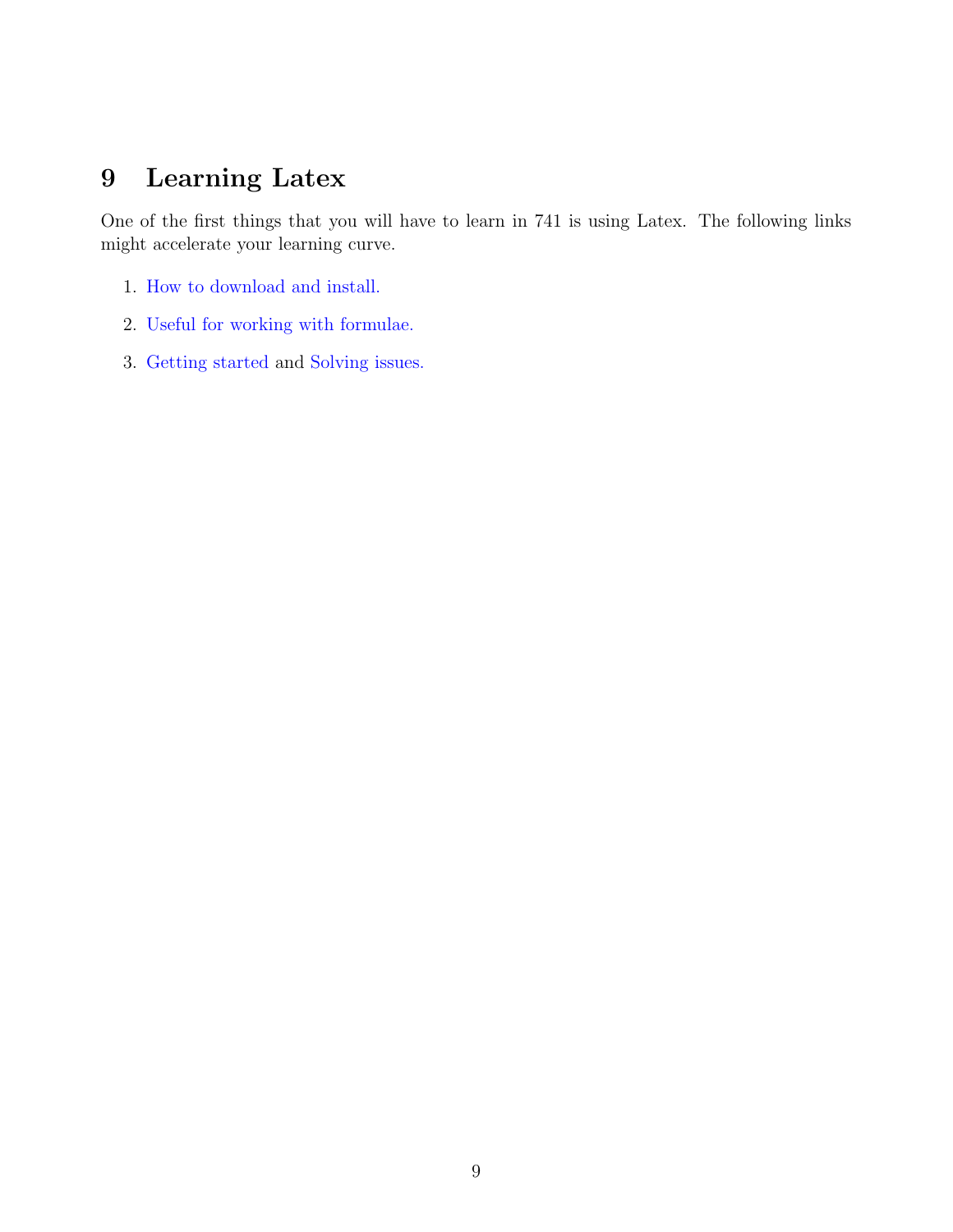# 9 Learning Latex

One of the first things that you will have to learn in 741 is using Latex. The following links might accelerate your learning curve.

1. How to download and install.
2. Useful for working with formulae.
3. Getting started and Solving issues.